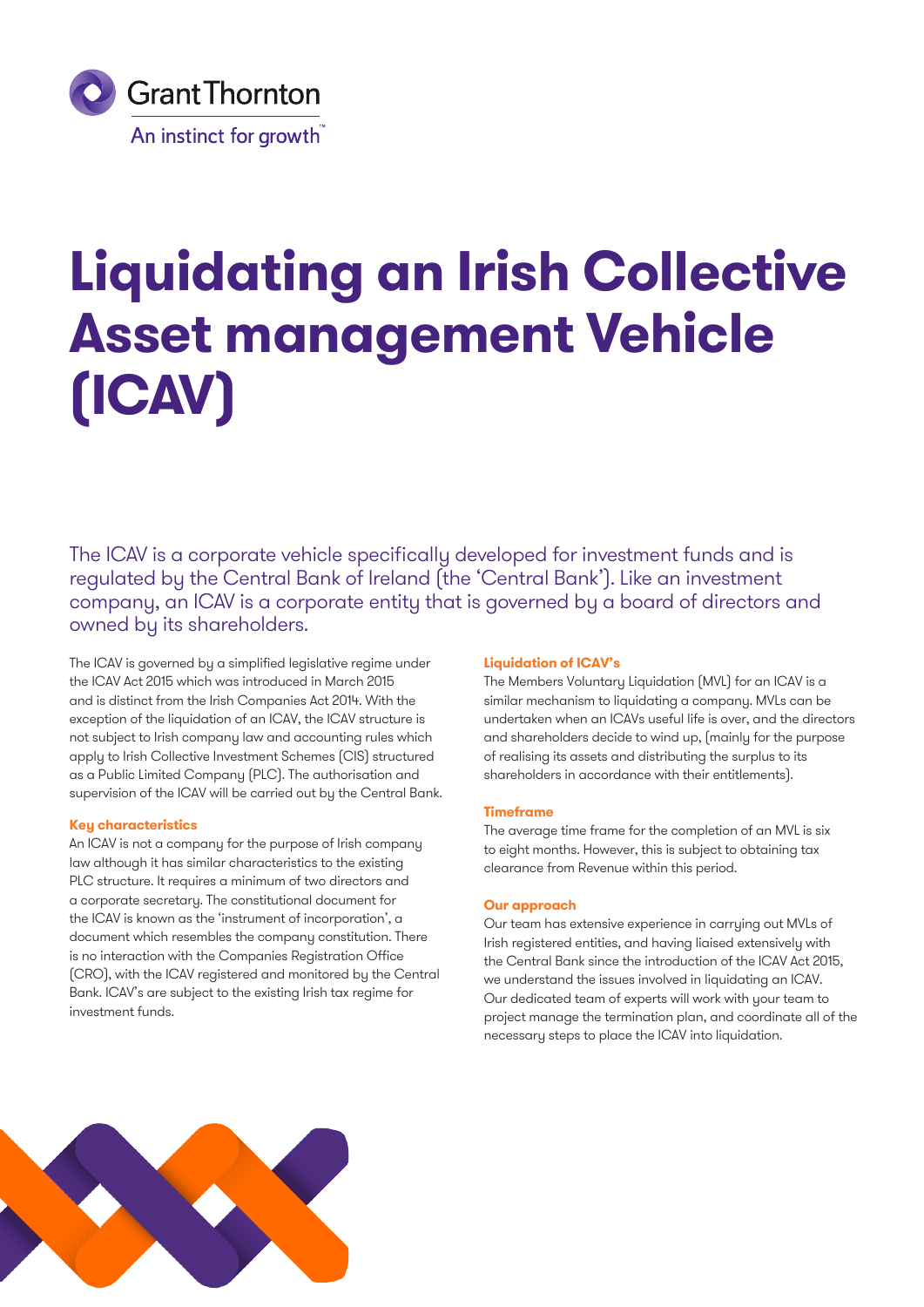Grant Thornton
An instinct for growth™

# Liquidating an Irish Collective Asset management Vehicle (ICAV)

The ICAV is a corporate vehicle specifically developed for investment funds and is regulated by the Central Bank of Ireland (the 'Central Bank'). Like an investment company, an ICAV is a corporate entity that is governed by a board of directors and owned by its shareholders.

The ICAV is governed by a simplified legislative regime under the ICAV Act 2015 which was introduced in March 2015 and is distinct from the Irish Companies Act 2014. With the exception of the liquidation of an ICAV, the ICAV structure is not subject to Irish company law and accounting rules which apply to Irish Collective Investment Schemes (CIS) structured as a Public Limited Company (PLC). The authorisation and supervision of the ICAV will be carried out by the Central Bank.

### Key characteristics

An ICAV is not a company for the purpose of Irish company law although it has similar characteristics to the existing PLC structure. It requires a minimum of two directors and a corporate secretary. The constitutional document for the ICAV is known as the 'instrument of incorporation', a document which resembles the company constitution. There is no interaction with the Companies Registration Office (CRO), with the ICAV registered and monitored by the Central Bank. ICAV's are subject to the existing Irish tax regime for investment funds.

### Liquidation of ICAV's

The Members Voluntary Liquidation (MVL) for an ICAV is a similar mechanism to liquidating a company. MVLs can be undertaken when an ICAVs useful life is over, and the directors and shareholders decide to wind up, (mainly for the purpose of realising its assets and distributing the surplus to its shareholders in accordance with their entitlements).

### Timeframe

The average time frame for the completion of an MVL is six to eight months. However, this is subject to obtaining tax clearance from Revenue within this period.

### Our approach

Our team has extensive experience in carrying out MVLs of Irish registered entities, and having liaised extensively with the Central Bank since the introduction of the ICAV Act 2015, we understand the issues involved in liquidating an ICAV. Our dedicated team of experts will work with your team to project manage the termination plan, and coordinate all of the necessary steps to place the ICAV into liquidation.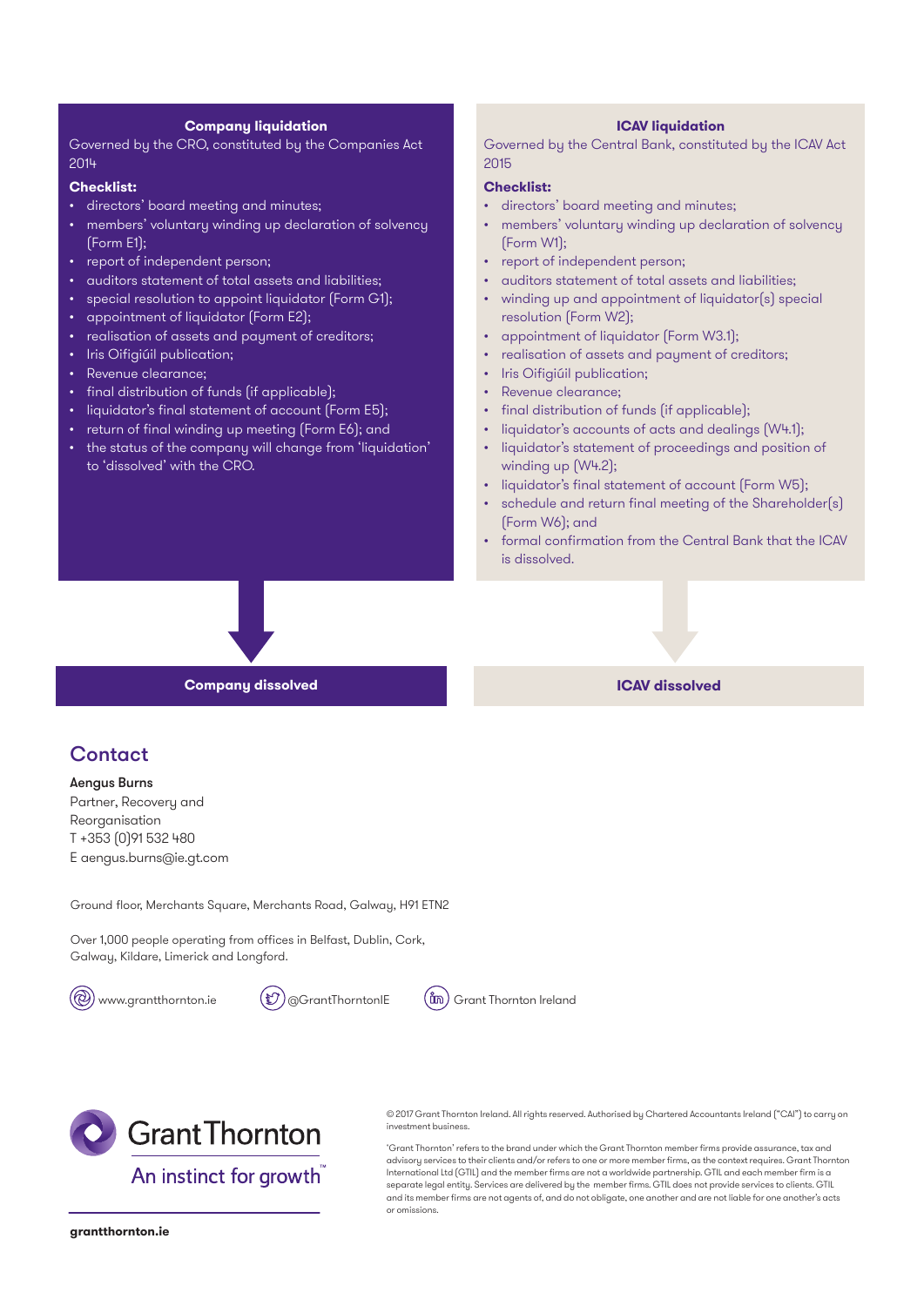### Company liquidation

Governed by the CRO, constituted by the Companies Act 2014

**Checklist:**

- directors' board meeting and minutes;
- members' voluntary winding up declaration of solvency (Form E1);
- report of independent person;
- auditors statement of total assets and liabilities;
- special resolution to appoint liquidator (Form G1);
- appointment of liquidator (Form E2);
- realisation of assets and payment of creditors;
- Iris Oifigiúil publication;
- Revenue clearance;
- final distribution of funds (if applicable);
- liquidator's final statement of account (Form E5);
- return of final winding up meeting (Form E6); and
- the status of the company will change from 'liquidation' to 'dissolved' with the CRO.

**Company dissolved**

### ICAV liquidation

Governed by the Central Bank, constituted by the ICAV Act 2015

**Checklist:**

- directors' board meeting and minutes;
- members' voluntary winding up declaration of solvency (Form W1);
- report of independent person;
- auditors statement of total assets and liabilities;
- winding up and appointment of liquidator(s) special resolution (Form W2);
- appointment of liquidator (Form W3.1);
- realisation of assets and payment of creditors;
- Iris Oifigiúil publication;
- Revenue clearance;
- final distribution of funds (if applicable);
- liquidator's accounts of acts and dealings (W4.1);
- liquidator's statement of proceedings and position of winding up (W4.2);
- liquidator's final statement of account (Form W5);
- schedule and return final meeting of the Shareholder(s) (Form W6); and
- formal confirmation from the Central Bank that the ICAV is dissolved.

**ICAV dissolved**

## Contact

**Aengus Burns**
Partner, Recovery and Reorganisation
T +353 (0)91 532 480
E aengus.burns@ie.gt.com

Ground floor, Merchants Square, Merchants Road, Galway, H91 ETN2

Over 1,000 people operating from offices in Belfast, Dublin, Cork, Galway, Kildare, Limerick and Longford.

www.grantthornton.ie @GrantThorntonIE Grant Thornton Ireland

Grant Thornton
An instinct for growth™

© 2017 Grant Thornton Ireland. All rights reserved. Authorised by Chartered Accountants Ireland ("CAI") to carry on investment business.

'Grant Thornton' refers to the brand under which the Grant Thornton member firms provide assurance, tax and advisory services to their clients and/or refers to one or more member firms, as the context requires. Grant Thornton International Ltd (GTIL) and the member firms are not a worldwide partnership. GTIL and each member firm is a separate legal entity. Services are delivered by the member firms. GTIL does not provide services to clients. GTIL and its member firms are not agents of, and do not obligate, one another and are not liable for one another's acts or omissions.

grantthornton.ie